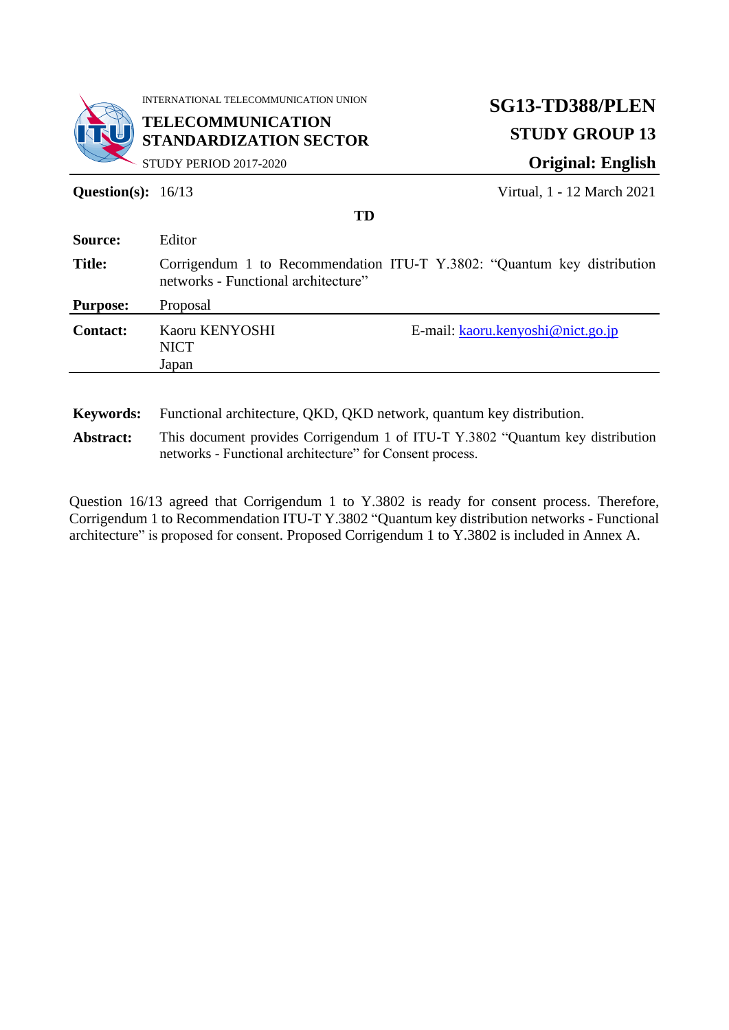INTERNATIONAL TELECOMMUNICATION UNION

**TELECOMMUNICATION STANDARDIZATION SECTOR**

STUDY PERIOD 2017-2020

**SG13-TD388/PLEN**

**STUDY GROUP 13**

**Original: English**

| | | |
|---|---|---|
| **Question(s):** | 16/13 | Virtual, 1 - 12 March 2021 |

**TD**

| | |
|---|---|
| **Source:** | Editor |
| **Title:** | Corrigendum 1 to Recommendation ITU-T Y.3802: "Quantum key distribution networks - Functional architecture" |
| **Purpose:** | Proposal |
| **Contact:** | Kaoru KENYOSHI<br>NICT<br>Japan — E-mail: kaoru.kenyoshi@nict.go.jp |

| | |
|---|---|
| **Keywords:** | Functional architecture, QKD, QKD network, quantum key distribution. |
| **Abstract:** | This document provides Corrigendum 1 of ITU-T Y.3802 "Quantum key distribution networks - Functional architecture" for Consent process. |

Question 16/13 agreed that Corrigendum 1 to Y.3802 is ready for consent process. Therefore, Corrigendum 1 to Recommendation ITU-T Y.3802 "Quantum key distribution networks - Functional architecture" is proposed for consent. Proposed Corrigendum 1 to Y.3802 is included in Annex A.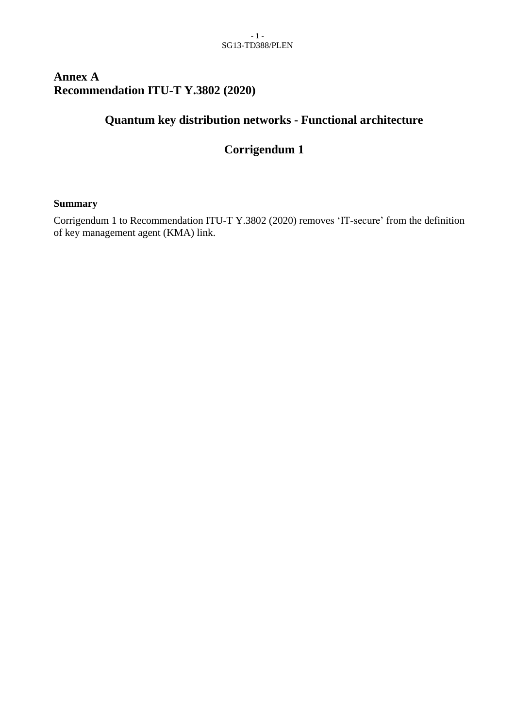# Annex A
# Recommendation ITU-T Y.3802 (2020)

## Quantum key distribution networks - Functional architecture

## Corrigendum 1

**Summary**

Corrigendum 1 to Recommendation ITU-T Y.3802 (2020) removes 'IT-secure' from the definition of key management agent (KMA) link.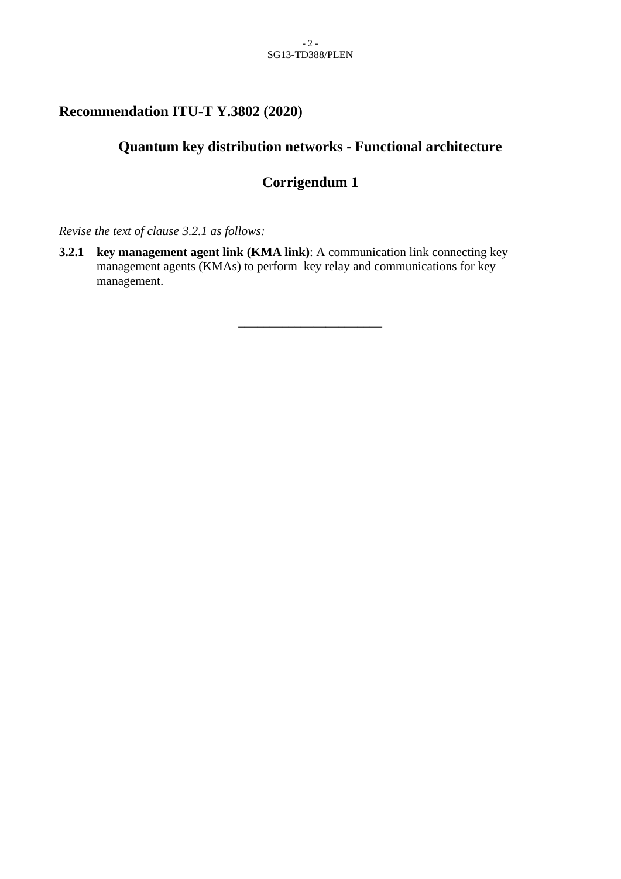# Recommendation ITU-T Y.3802 (2020)

## Quantum key distribution networks - Functional architecture

## Corrigendum 1

*Revise the text of clause 3.2.1 as follows:*

**3.2.1 key management agent link (KMA link)**: A communication link connecting key management agents (KMAs) to perform key relay and communications for key management.

______________________